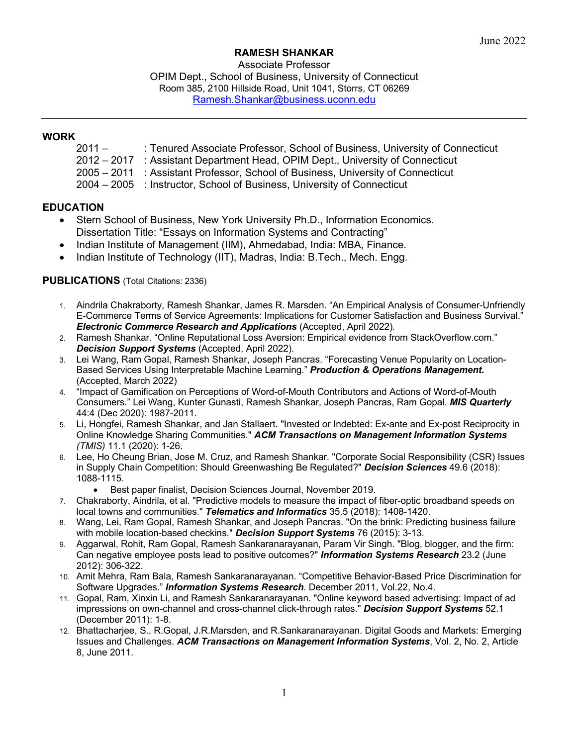June 2022

# RAMESH SHANKAR

Associate Professor
OPIM Dept., School of Business, University of Connecticut
Room 385, 2100 Hillside Road, Unit 1041, Storrs, CT 06269
Ramesh.Shankar@business.uconn.edu

## WORK

- 2011 – : Tenured Associate Professor, School of Business, University of Connecticut
- 2012 – 2017 : Assistant Department Head, OPIM Dept., University of Connecticut
- 2005 – 2011 : Assistant Professor, School of Business, University of Connecticut
- 2004 – 2005 : Instructor, School of Business, University of Connecticut

## EDUCATION

- Stern School of Business, New York University Ph.D., Information Economics.
  Dissertation Title: "Essays on Information Systems and Contracting"
- Indian Institute of Management (IIM), Ahmedabad, India: MBA, Finance.
- Indian Institute of Technology (IIT), Madras, India: B.Tech., Mech. Engg.

## PUBLICATIONS (Total Citations: 2336)

1. Aindrila Chakraborty, Ramesh Shankar, James R. Marsden. "An Empirical Analysis of Consumer-Unfriendly E-Commerce Terms of Service Agreements: Implications for Customer Satisfaction and Business Survival." ***Electronic Commerce Research and Applications*** (Accepted, April 2022).
2. Ramesh Shankar. "Online Reputational Loss Aversion: Empirical evidence from StackOverflow.com." ***Decision Support Systems*** (Accepted, April 2022).
3. Lei Wang, Ram Gopal, Ramesh Shankar, Joseph Pancras. "Forecasting Venue Popularity on Location-Based Services Using Interpretable Machine Learning." ***Production & Operations Management.*** (Accepted, March 2022)
4. "Impact of Gamification on Perceptions of Word-of-Mouth Contributors and Actions of Word-of-Mouth Consumers." Lei Wang, Kunter Gunasti, Ramesh Shankar, Joseph Pancras, Ram Gopal. ***MIS Quarterly*** 44:4 (Dec 2020): 1987-2011.
5. Li, Hongfei, Ramesh Shankar, and Jan Stallaert. "Invested or Indebted: Ex-ante and Ex-post Reciprocity in Online Knowledge Sharing Communities." ***ACM Transactions on Management Information Systems*** *(TMIS)* 11.1 (2020): 1-26.
6. Lee, Ho Cheung Brian, Jose M. Cruz, and Ramesh Shankar. "Corporate Social Responsibility (CSR) Issues in Supply Chain Competition: Should Greenwashing Be Regulated?" ***Decision Sciences*** 49.6 (2018): 1088-1115.
   - Best paper finalist, Decision Sciences Journal, November 2019.
7. Chakraborty, Aindrila, et al. "Predictive models to measure the impact of fiber-optic broadband speeds on local towns and communities." ***Telematics and Informatics*** 35.5 (2018): 1408-1420.
8. Wang, Lei, Ram Gopal, Ramesh Shankar, and Joseph Pancras. "On the brink: Predicting business failure with mobile location-based checkins." ***Decision Support Systems*** 76 (2015): 3-13.
9. Aggarwal, Rohit, Ram Gopal, Ramesh Sankaranarayanan, Param Vir Singh. "Blog, blogger, and the firm: Can negative employee posts lead to positive outcomes?" ***Information Systems Research*** 23.2 (June 2012): 306-322.
10. Amit Mehra, Ram Bala, Ramesh Sankaranarayanan. "Competitive Behavior-Based Price Discrimination for Software Upgrades." ***Information Systems Research***. December 2011, Vol.22, No.4.
11. Gopal, Ram, Xinxin Li, and Ramesh Sankaranarayanan. "Online keyword based advertising: Impact of ad impressions on own-channel and cross-channel click-through rates." ***Decision Support Systems*** 52.1 (December 2011): 1-8.
12. Bhattacharjee, S., R.Gopal, J.R.Marsden, and R.Sankaranarayanan. Digital Goods and Markets: Emerging Issues and Challenges. ***ACM Transactions on Management Information Systems***, Vol. 2, No. 2, Article 8, June 2011.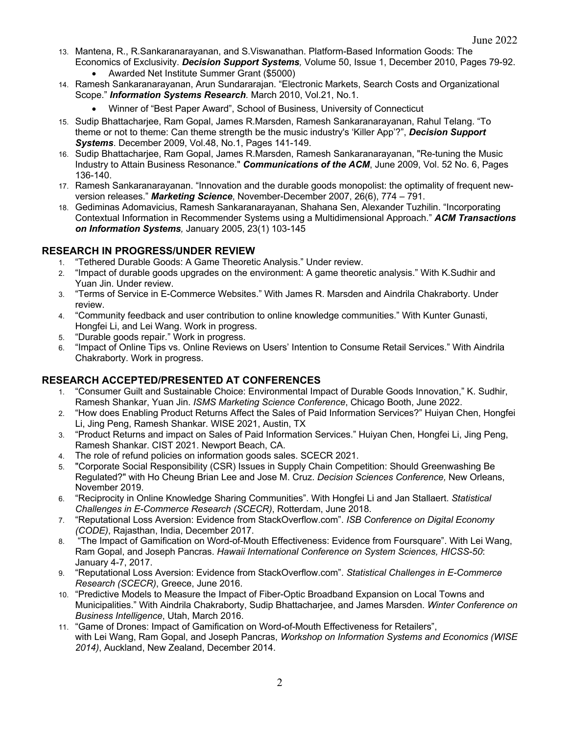13. Mantena, R., R.Sankaranarayanan, and S.Viswanathan. Platform-Based Information Goods: The Economics of Exclusivity. ***Decision Support Systems****,* Volume 50, Issue 1, December 2010, Pages 79-92.
    - Awarded Net Institute Summer Grant ($5000)
14. Ramesh Sankaranarayanan, Arun Sundararajan. "Electronic Markets, Search Costs and Organizational Scope." ***Information Systems Research****.* March 2010, Vol.21, No.1.
    - Winner of "Best Paper Award", School of Business, University of Connecticut
15. Sudip Bhattacharjee, Ram Gopal, James R.Marsden, Ramesh Sankaranarayanan, Rahul Telang. "To theme or not to theme: Can theme strength be the music industry's 'Killer App'?", ***Decision Support Systems***. December 2009, Vol.48, No.1, Pages 141-149.
16. Sudip Bhattacharjee, Ram Gopal, James R.Marsden, Ramesh Sankaranarayanan, "Re-tuning the Music Industry to Attain Business Resonance." ***Communications of the ACM***, June 2009, Vol. 52 No. 6, Pages 136-140.
17. Ramesh Sankaranarayanan. "Innovation and the durable goods monopolist: the optimality of frequent new-version releases." ***Marketing Science***, November-December 2007, 26(6), 774 – 791.
18. Gediminas Adomavicius, Ramesh Sankaranarayanan, Shahana Sen, Alexander Tuzhilin. "Incorporating Contextual Information in Recommender Systems using a Multidimensional Approach." ***ACM Transactions on Information Systems****,* January 2005, 23(1) 103-145

## RESEARCH IN PROGRESS/UNDER REVIEW

1. "Tethered Durable Goods: A Game Theoretic Analysis." Under review.
2. "Impact of durable goods upgrades on the environment: A game theoretic analysis." With K.Sudhir and Yuan Jin. Under review.
3. "Terms of Service in E-Commerce Websites." With James R. Marsden and Aindrila Chakraborty. Under review.
4. "Community feedback and user contribution to online knowledge communities." With Kunter Gunasti, Hongfei Li, and Lei Wang. Work in progress.
5. "Durable goods repair." Work in progress.
6. "Impact of Online Tips vs. Online Reviews on Users' Intention to Consume Retail Services." With Aindrila Chakraborty. Work in progress.

## RESEARCH ACCEPTED/PRESENTED AT CONFERENCES

1. "Consumer Guilt and Sustainable Choice: Environmental Impact of Durable Goods Innovation," K. Sudhir, Ramesh Shankar, Yuan Jin. *ISMS Marketing Science Conference*, Chicago Booth, June 2022.
2. "How does Enabling Product Returns Affect the Sales of Paid Information Services?" Huiyan Chen, Hongfei Li, Jing Peng, Ramesh Shankar. WISE 2021, Austin, TX
3. "Product Returns and impact on Sales of Paid Information Services." Huiyan Chen, Hongfei Li, Jing Peng, Ramesh Shankar. CIST 2021. Newport Beach, CA.
4. The role of refund policies on information goods sales. SCECR 2021.
5. "Corporate Social Responsibility (CSR) Issues in Supply Chain Competition: Should Greenwashing Be Regulated?" with Ho Cheung Brian Lee and Jose M. Cruz. *Decision Sciences Conference,* New Orleans, November 2019.
6. "Reciprocity in Online Knowledge Sharing Communities". With Hongfei Li and Jan Stallaert. *Statistical Challenges in E-Commerce Research (SCECR)*, Rotterdam, June 2018.
7. "Reputational Loss Aversion: Evidence from StackOverflow.com". *ISB Conference on Digital Economy (CODE)*, Rajasthan, India, December 2017.
8. "The Impact of Gamification on Word-of-Mouth Effectiveness: Evidence from Foursquare". With Lei Wang, Ram Gopal, and Joseph Pancras. *Hawaii International Conference on System Sciences, HICSS-50*: January 4-7, 2017.
9. "Reputational Loss Aversion: Evidence from StackOverflow.com". *Statistical Challenges in E-Commerce Research (SCECR)*, Greece, June 2016.
10. "Predictive Models to Measure the Impact of Fiber-Optic Broadband Expansion on Local Towns and Municipalities." With Aindrila Chakraborty, Sudip Bhattacharjee, and James Marsden. *Winter Conference on Business Intelligence*, Utah, March 2016.
11. "Game of Drones: Impact of Gamification on Word-of-Mouth Effectiveness for Retailers", with Lei Wang, Ram Gopal, and Joseph Pancras, *Workshop on Information Systems and Economics (WISE 2014)*, Auckland, New Zealand, December 2014.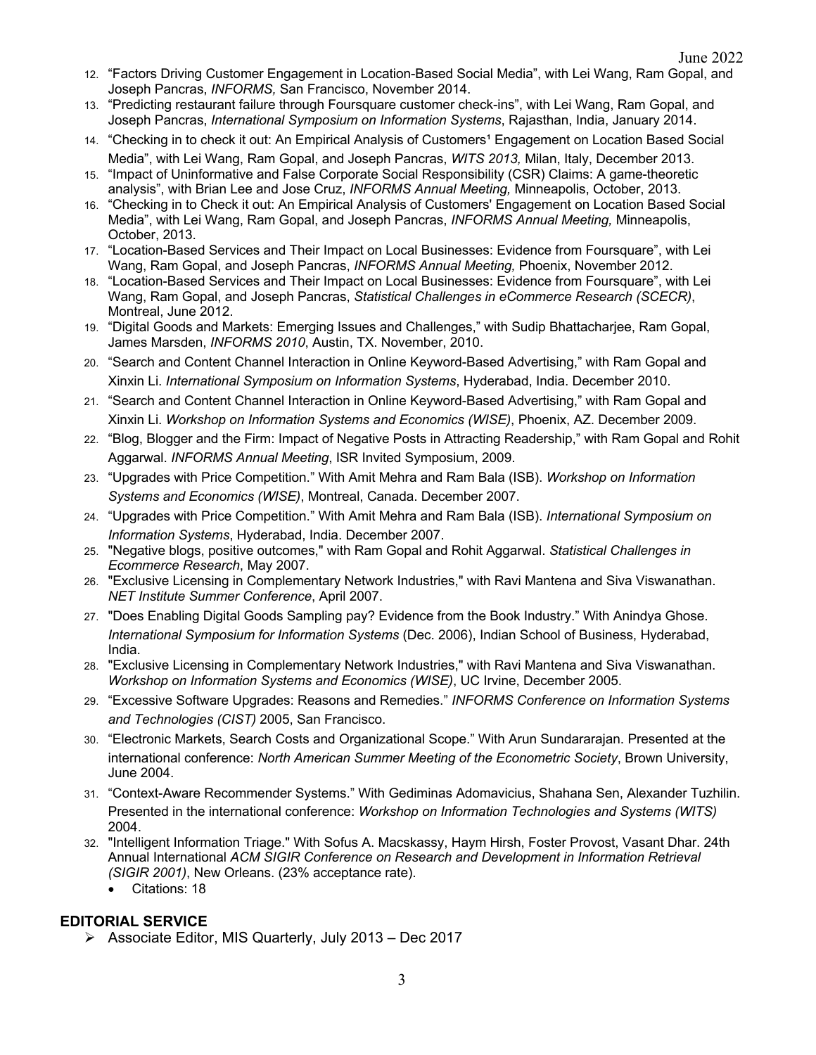12. "Factors Driving Customer Engagement in Location-Based Social Media", with Lei Wang, Ram Gopal, and Joseph Pancras, *INFORMS,* San Francisco, November 2014.
13. "Predicting restaurant failure through Foursquare customer check-ins", with Lei Wang, Ram Gopal, and Joseph Pancras, *International Symposium on Information Systems*, Rajasthan, India, January 2014.
14. "Checking in to check it out: An Empirical Analysis of Customers¹ Engagement on Location Based Social Media", with Lei Wang, Ram Gopal, and Joseph Pancras, *WITS 2013,* Milan, Italy, December 2013.
15. "Impact of Uninformative and False Corporate Social Responsibility (CSR) Claims: A game-theoretic analysis", with Brian Lee and Jose Cruz, *INFORMS Annual Meeting,* Minneapolis, October, 2013.
16. "Checking in to Check it out: An Empirical Analysis of Customers' Engagement on Location Based Social Media", with Lei Wang, Ram Gopal, and Joseph Pancras, *INFORMS Annual Meeting,* Minneapolis, October, 2013.
17. "Location-Based Services and Their Impact on Local Businesses: Evidence from Foursquare", with Lei Wang, Ram Gopal, and Joseph Pancras, *INFORMS Annual Meeting,* Phoenix, November 2012.
18. "Location-Based Services and Their Impact on Local Businesses: Evidence from Foursquare", with Lei Wang, Ram Gopal, and Joseph Pancras, *Statistical Challenges in eCommerce Research (SCECR)*, Montreal, June 2012.
19. "Digital Goods and Markets: Emerging Issues and Challenges," with Sudip Bhattacharjee, Ram Gopal, James Marsden, *INFORMS 2010*, Austin, TX. November, 2010.
20. "Search and Content Channel Interaction in Online Keyword-Based Advertising," with Ram Gopal and Xinxin Li. *International Symposium on Information Systems*, Hyderabad, India. December 2010.
21. "Search and Content Channel Interaction in Online Keyword-Based Advertising," with Ram Gopal and Xinxin Li. *Workshop on Information Systems and Economics (WISE)*, Phoenix, AZ. December 2009.
22. "Blog, Blogger and the Firm: Impact of Negative Posts in Attracting Readership," with Ram Gopal and Rohit Aggarwal. *INFORMS Annual Meeting*, ISR Invited Symposium, 2009.
23. "Upgrades with Price Competition." With Amit Mehra and Ram Bala (ISB). *Workshop on Information Systems and Economics (WISE)*, Montreal, Canada. December 2007.
24. "Upgrades with Price Competition." With Amit Mehra and Ram Bala (ISB). *International Symposium on Information Systems*, Hyderabad, India. December 2007.
25. "Negative blogs, positive outcomes," with Ram Gopal and Rohit Aggarwal. *Statistical Challenges in Ecommerce Research*, May 2007.
26. "Exclusive Licensing in Complementary Network Industries," with Ravi Mantena and Siva Viswanathan. *NET Institute Summer Conference*, April 2007.
27. "Does Enabling Digital Goods Sampling pay? Evidence from the Book Industry." With Anindya Ghose. *International Symposium for Information Systems* (Dec. 2006), Indian School of Business, Hyderabad, India.
28. "Exclusive Licensing in Complementary Network Industries," with Ravi Mantena and Siva Viswanathan. *Workshop on Information Systems and Economics (WISE)*, UC Irvine, December 2005.
29. "Excessive Software Upgrades: Reasons and Remedies." *INFORMS Conference on Information Systems and Technologies (CIST)* 2005, San Francisco.
30. "Electronic Markets, Search Costs and Organizational Scope." With Arun Sundararajan. Presented at the international conference: *North American Summer Meeting of the Econometric Society*, Brown University, June 2004.
31. "Context-Aware Recommender Systems." With Gediminas Adomavicius, Shahana Sen, Alexander Tuzhilin. Presented in the international conference: *Workshop on Information Technologies and Systems (WITS)* 2004.
32. "Intelligent Information Triage." With Sofus A. Macskassy, Haym Hirsh, Foster Provost, Vasant Dhar. 24th Annual International *ACM SIGIR Conference on Research and Development in Information Retrieval (SIGIR 2001)*, New Orleans. (23% acceptance rate).
    - Citations: 18

## EDITORIAL SERVICE

- Associate Editor, MIS Quarterly, July 2013 – Dec 2017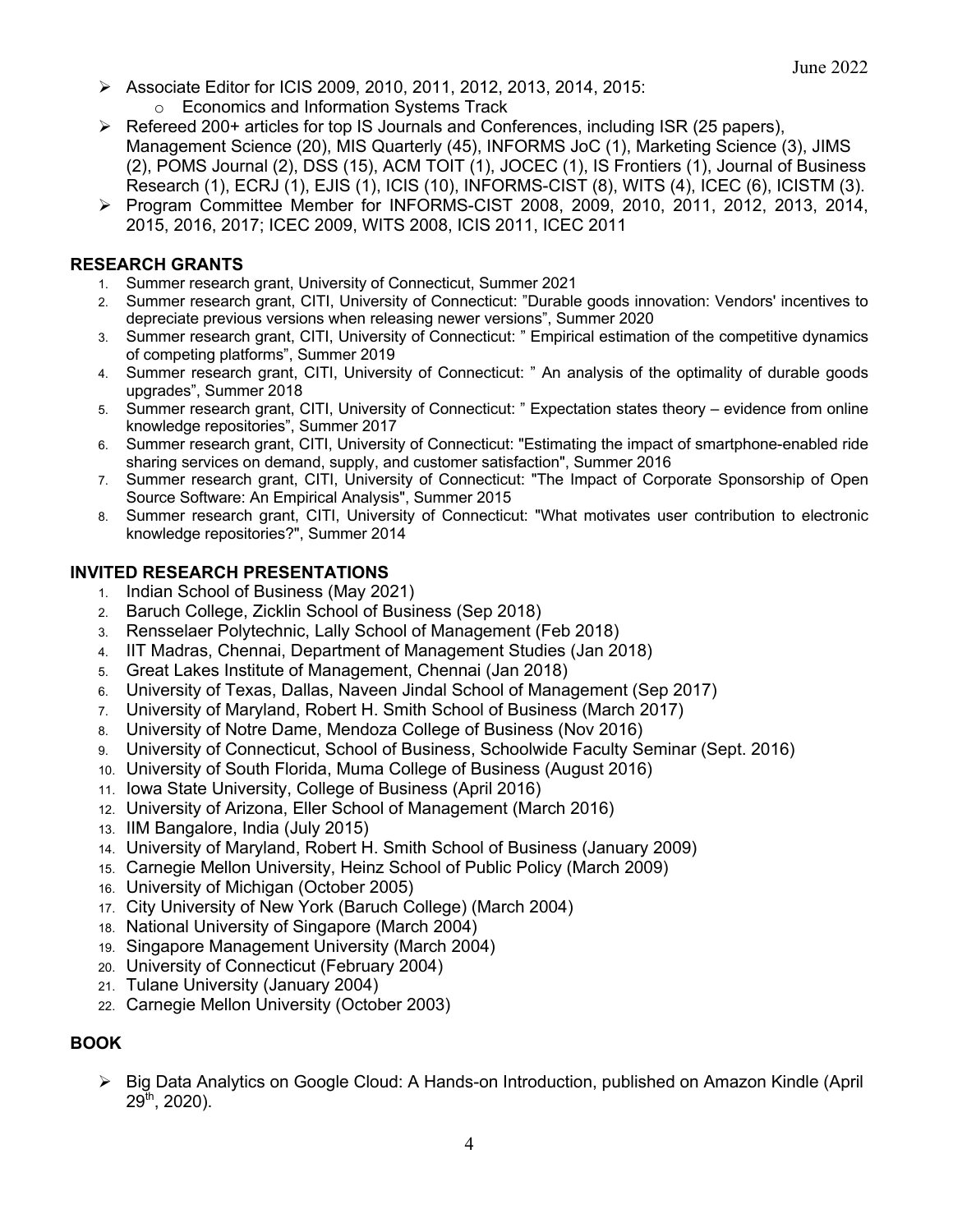- Associate Editor for ICIS 2009, 2010, 2011, 2012, 2013, 2014, 2015:
  - Economics and Information Systems Track
- Refereed 200+ articles for top IS Journals and Conferences, including ISR (25 papers), Management Science (20), MIS Quarterly (45), INFORMS JoC (1), Marketing Science (3), JIMS (2), POMS Journal (2), DSS (15), ACM TOIT (1), JOCEC (1), IS Frontiers (1), Journal of Business Research (1), ECRJ (1), EJIS (1), ICIS (10), INFORMS-CIST (8), WITS (4), ICEC (6), ICISTM (3).
- Program Committee Member for INFORMS-CIST 2008, 2009, 2010, 2011, 2012, 2013, 2014, 2015, 2016, 2017; ICEC 2009, WITS 2008, ICIS 2011, ICEC 2011

## RESEARCH GRANTS

1. Summer research grant, University of Connecticut, Summer 2021
2. Summer research grant, CITI, University of Connecticut: "Durable goods innovation: Vendors' incentives to depreciate previous versions when releasing newer versions", Summer 2020
3. Summer research grant, CITI, University of Connecticut: " Empirical estimation of the competitive dynamics of competing platforms", Summer 2019
4. Summer research grant, CITI, University of Connecticut: " An analysis of the optimality of durable goods upgrades", Summer 2018
5. Summer research grant, CITI, University of Connecticut: " Expectation states theory – evidence from online knowledge repositories", Summer 2017
6. Summer research grant, CITI, University of Connecticut: "Estimating the impact of smartphone-enabled ride sharing services on demand, supply, and customer satisfaction", Summer 2016
7. Summer research grant, CITI, University of Connecticut: "The Impact of Corporate Sponsorship of Open Source Software: An Empirical Analysis", Summer 2015
8. Summer research grant, CITI, University of Connecticut: "What motivates user contribution to electronic knowledge repositories?", Summer 2014

## INVITED RESEARCH PRESENTATIONS

1. Indian School of Business (May 2021)
2. Baruch College, Zicklin School of Business (Sep 2018)
3. Rensselaer Polytechnic, Lally School of Management (Feb 2018)
4. IIT Madras, Chennai, Department of Management Studies (Jan 2018)
5. Great Lakes Institute of Management, Chennai (Jan 2018)
6. University of Texas, Dallas, Naveen Jindal School of Management (Sep 2017)
7. University of Maryland, Robert H. Smith School of Business (March 2017)
8. University of Notre Dame, Mendoza College of Business (Nov 2016)
9. University of Connecticut, School of Business, Schoolwide Faculty Seminar (Sept. 2016)
10. University of South Florida, Muma College of Business (August 2016)
11. Iowa State University, College of Business (April 2016)
12. University of Arizona, Eller School of Management (March 2016)
13. IIM Bangalore, India (July 2015)
14. University of Maryland, Robert H. Smith School of Business (January 2009)
15. Carnegie Mellon University, Heinz School of Public Policy (March 2009)
16. University of Michigan (October 2005)
17. City University of New York (Baruch College) (March 2004)
18. National University of Singapore (March 2004)
19. Singapore Management University (March 2004)
20. University of Connecticut (February 2004)
21. Tulane University (January 2004)
22. Carnegie Mellon University (October 2003)

## BOOK

- Big Data Analytics on Google Cloud: A Hands-on Introduction, published on Amazon Kindle (April 29th, 2020).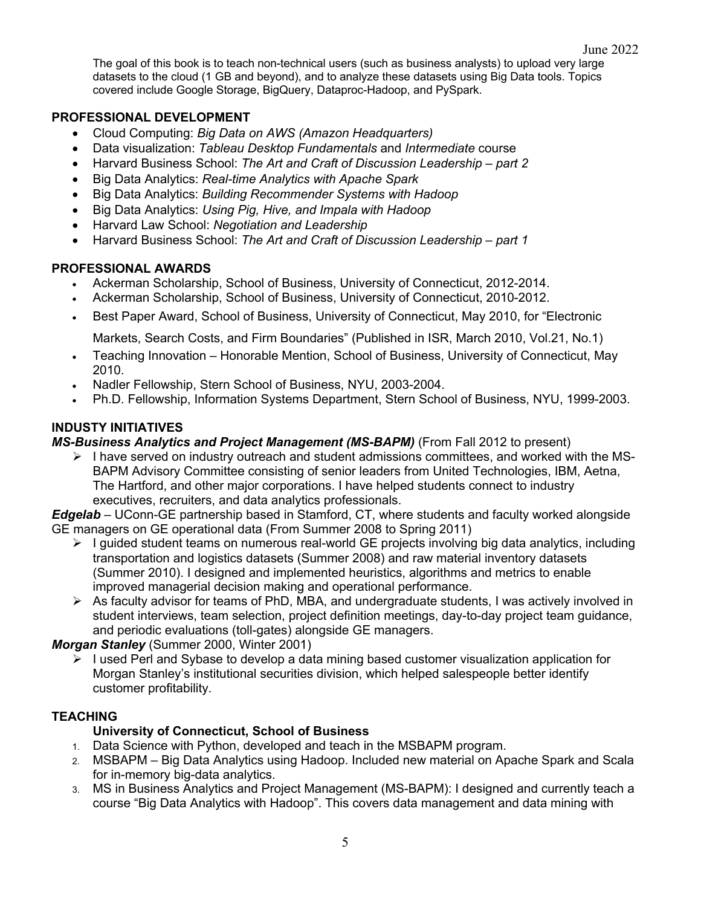The goal of this book is to teach non-technical users (such as business analysts) to upload very large datasets to the cloud (1 GB and beyond), and to analyze these datasets using Big Data tools. Topics covered include Google Storage, BigQuery, Dataproc-Hadoop, and PySpark.

## PROFESSIONAL DEVELOPMENT

- Cloud Computing: *Big Data on AWS (Amazon Headquarters)*
- Data visualization: *Tableau Desktop Fundamentals* and *Intermediate* course
- Harvard Business School: *The Art and Craft of Discussion Leadership – part 2*
- Big Data Analytics: *Real-time Analytics with Apache Spark*
- Big Data Analytics: *Building Recommender Systems with Hadoop*
- Big Data Analytics: *Using Pig, Hive, and Impala with Hadoop*
- Harvard Law School: *Negotiation and Leadership*
- Harvard Business School: *The Art and Craft of Discussion Leadership – part 1*

## PROFESSIONAL AWARDS

- Ackerman Scholarship, School of Business, University of Connecticut, 2012-2014.
- Ackerman Scholarship, School of Business, University of Connecticut, 2010-2012.
- Best Paper Award, School of Business, University of Connecticut, May 2010, for "Electronic Markets, Search Costs, and Firm Boundaries" (Published in ISR, March 2010, Vol.21, No.1)
- Teaching Innovation – Honorable Mention, School of Business, University of Connecticut, May 2010.
- Nadler Fellowship, Stern School of Business, NYU, 2003-2004.
- Ph.D. Fellowship, Information Systems Department, Stern School of Business, NYU, 1999-2003.

## INDUSTY INITIATIVES

***MS-Business Analytics and Project Management (MS-BAPM)*** (From Fall 2012 to present)

- I have served on industry outreach and student admissions committees, and worked with the MS-BAPM Advisory Committee consisting of senior leaders from United Technologies, IBM, Aetna, The Hartford, and other major corporations. I have helped students connect to industry executives, recruiters, and data analytics professionals.

***Edgelab*** – UConn-GE partnership based in Stamford, CT, where students and faculty worked alongside GE managers on GE operational data (From Summer 2008 to Spring 2011)

- I guided student teams on numerous real-world GE projects involving big data analytics, including transportation and logistics datasets (Summer 2008) and raw material inventory datasets (Summer 2010). I designed and implemented heuristics, algorithms and metrics to enable improved managerial decision making and operational performance.
- As faculty advisor for teams of PhD, MBA, and undergraduate students, I was actively involved in student interviews, team selection, project definition meetings, day-to-day project team guidance, and periodic evaluations (toll-gates) alongside GE managers.

***Morgan Stanley*** (Summer 2000, Winter 2001)

- I used Perl and Sybase to develop a data mining based customer visualization application for Morgan Stanley's institutional securities division, which helped salespeople better identify customer profitability.

## TEACHING

### University of Connecticut, School of Business

1. Data Science with Python, developed and teach in the MSBAPM program.
2. MSBAPM – Big Data Analytics using Hadoop. Included new material on Apache Spark and Scala for in-memory big-data analytics.
3. MS in Business Analytics and Project Management (MS-BAPM): I designed and currently teach a course "Big Data Analytics with Hadoop". This covers data management and data mining with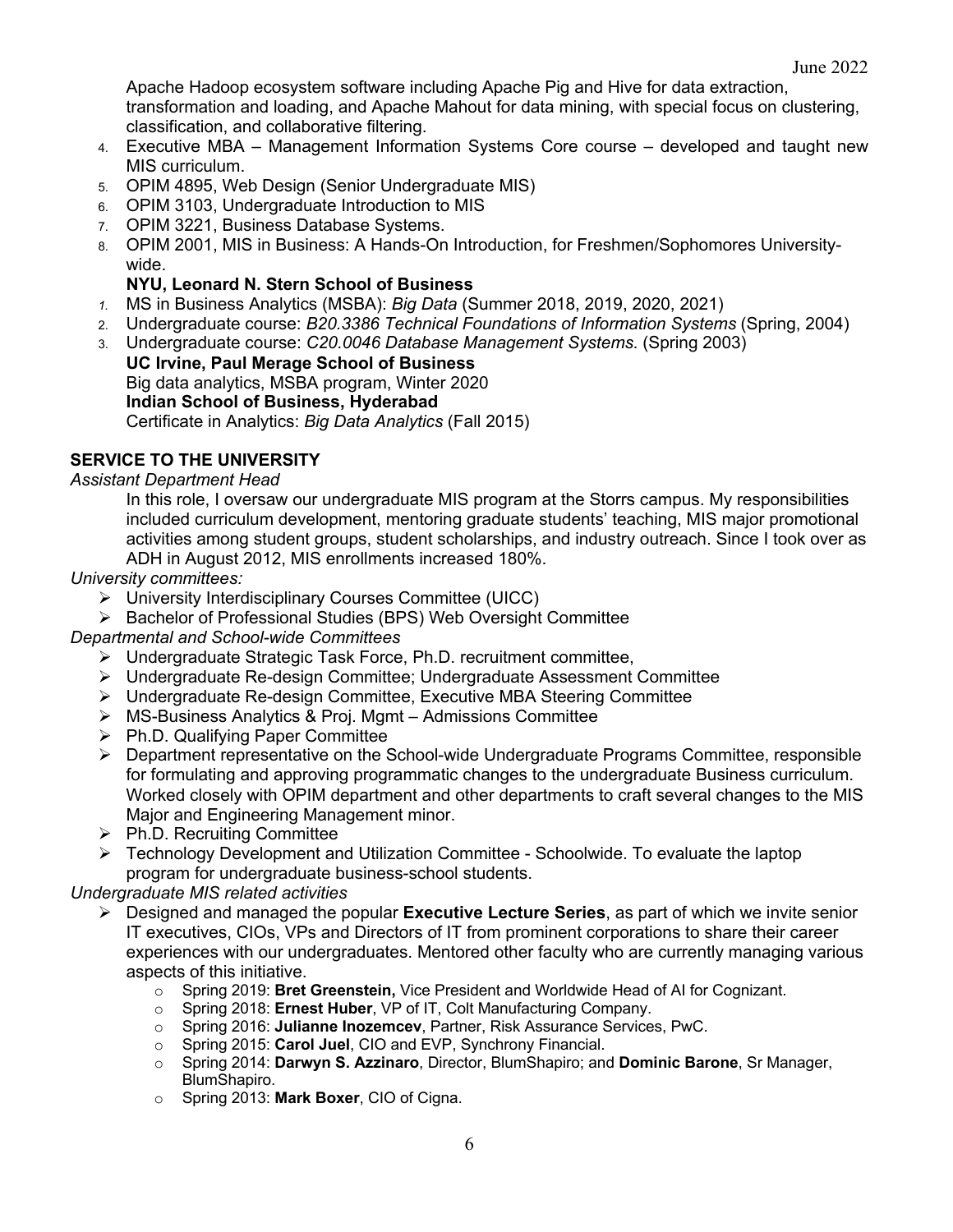Apache Hadoop ecosystem software including Apache Pig and Hive for data extraction, transformation and loading, and Apache Mahout for data mining, with special focus on clustering, classification, and collaborative filtering.

4. Executive MBA – Management Information Systems Core course – developed and taught new MIS curriculum.
5. OPIM 4895, Web Design (Senior Undergraduate MIS)
6. OPIM 3103, Undergraduate Introduction to MIS
7. OPIM 3221, Business Database Systems.
8. OPIM 2001, MIS in Business: A Hands-On Introduction, for Freshmen/Sophomores University-wide.

**NYU, Leonard N. Stern School of Business**

1. MS in Business Analytics (MSBA): *Big Data* (Summer 2018, 2019, 2020, 2021)
2. Undergraduate course: *B20.3386 Technical Foundations of Information Systems* (Spring, 2004)
3. Undergraduate course: *C20.0046 Database Management Systems.* (Spring 2003)

**UC Irvine, Paul Merage School of Business**
Big data analytics, MSBA program, Winter 2020

**Indian School of Business, Hyderabad**
Certificate in Analytics: *Big Data Analytics* (Fall 2015)

## SERVICE TO THE UNIVERSITY

*Assistant Department Head*

In this role, I oversaw our undergraduate MIS program at the Storrs campus. My responsibilities included curriculum development, mentoring graduate students' teaching, MIS major promotional activities among student groups, student scholarships, and industry outreach. Since I took over as ADH in August 2012, MIS enrollments increased 180%.

*University committees:*

- University Interdisciplinary Courses Committee (UICC)
- Bachelor of Professional Studies (BPS) Web Oversight Committee

*Departmental and School-wide Committees*

- Undergraduate Strategic Task Force, Ph.D. recruitment committee,
- Undergraduate Re-design Committee; Undergraduate Assessment Committee
- Undergraduate Re-design Committee, Executive MBA Steering Committee
- MS-Business Analytics & Proj. Mgmt – Admissions Committee
- Ph.D. Qualifying Paper Committee
- Department representative on the School-wide Undergraduate Programs Committee, responsible for formulating and approving programmatic changes to the undergraduate Business curriculum. Worked closely with OPIM department and other departments to craft several changes to the MIS Major and Engineering Management minor.
- Ph.D. Recruiting Committee
- Technology Development and Utilization Committee - Schoolwide. To evaluate the laptop program for undergraduate business-school students.

*Undergraduate MIS related activities*

- Designed and managed the popular **Executive Lecture Series**, as part of which we invite senior IT executives, CIOs, VPs and Directors of IT from prominent corporations to share their career experiences with our undergraduates. Mentored other faculty who are currently managing various aspects of this initiative.
  - Spring 2019: **Bret Greenstein,** Vice President and Worldwide Head of AI for Cognizant.
  - Spring 2018: **Ernest Huber**, VP of IT, Colt Manufacturing Company.
  - Spring 2016: **Julianne Inozemcev**, Partner, Risk Assurance Services, PwC.
  - Spring 2015: **Carol Juel**, CIO and EVP, Synchrony Financial.
  - Spring 2014: **Darwyn S. Azzinaro**, Director, BlumShapiro; and **Dominic Barone**, Sr Manager, BlumShapiro.
  - Spring 2013: **Mark Boxer**, CIO of Cigna.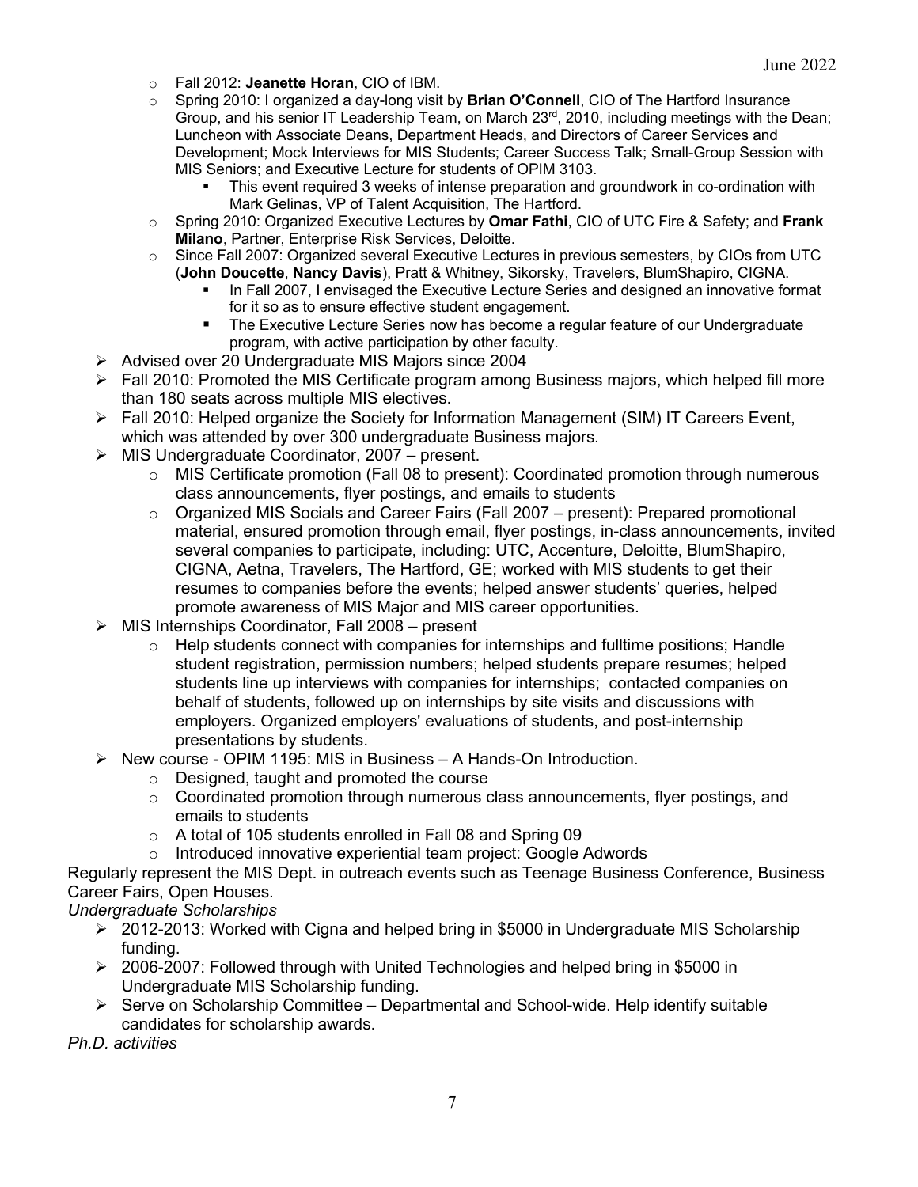- Fall 2012: **Jeanette Horan**, CIO of IBM.
  - Spring 2010: I organized a day-long visit by **Brian O'Connell**, CIO of The Hartford Insurance Group, and his senior IT Leadership Team, on March 23rd, 2010, including meetings with the Dean; Luncheon with Associate Deans, Department Heads, and Directors of Career Services and Development; Mock Interviews for MIS Students; Career Success Talk; Small-Group Session with MIS Seniors; and Executive Lecture for students of OPIM 3103.
    - This event required 3 weeks of intense preparation and groundwork in co-ordination with Mark Gelinas, VP of Talent Acquisition, The Hartford.
  - Spring 2010: Organized Executive Lectures by **Omar Fathi**, CIO of UTC Fire & Safety; and **Frank Milano**, Partner, Enterprise Risk Services, Deloitte.
  - Since Fall 2007: Organized several Executive Lectures in previous semesters, by CIOs from UTC (**John Doucette**, **Nancy Davis**), Pratt & Whitney, Sikorsky, Travelers, BlumShapiro, CIGNA.
    - In Fall 2007, I envisaged the Executive Lecture Series and designed an innovative format for it so as to ensure effective student engagement.
    - The Executive Lecture Series now has become a regular feature of our Undergraduate program, with active participation by other faculty.
- Advised over 20 Undergraduate MIS Majors since 2004
- Fall 2010: Promoted the MIS Certificate program among Business majors, which helped fill more than 180 seats across multiple MIS electives.
- Fall 2010: Helped organize the Society for Information Management (SIM) IT Careers Event, which was attended by over 300 undergraduate Business majors.
- MIS Undergraduate Coordinator, 2007 – present.
  - MIS Certificate promotion (Fall 08 to present): Coordinated promotion through numerous class announcements, flyer postings, and emails to students
  - Organized MIS Socials and Career Fairs (Fall 2007 – present): Prepared promotional material, ensured promotion through email, flyer postings, in-class announcements, invited several companies to participate, including: UTC, Accenture, Deloitte, BlumShapiro, CIGNA, Aetna, Travelers, The Hartford, GE; worked with MIS students to get their resumes to companies before the events; helped answer students' queries, helped promote awareness of MIS Major and MIS career opportunities.
- MIS Internships Coordinator, Fall 2008 – present
  - Help students connect with companies for internships and fulltime positions; Handle student registration, permission numbers; helped students prepare resumes; helped students line up interviews with companies for internships; contacted companies on behalf of students, followed up on internships by site visits and discussions with employers. Organized employers' evaluations of students, and post-internship presentations by students.
- New course - OPIM 1195: MIS in Business – A Hands-On Introduction.
  - Designed, taught and promoted the course
  - Coordinated promotion through numerous class announcements, flyer postings, and emails to students
  - A total of 105 students enrolled in Fall 08 and Spring 09
  - Introduced innovative experiential team project: Google Adwords

Regularly represent the MIS Dept. in outreach events such as Teenage Business Conference, Business Career Fairs, Open Houses.

*Undergraduate Scholarships*

- 2012-2013: Worked with Cigna and helped bring in $5000 in Undergraduate MIS Scholarship funding.
- 2006-2007: Followed through with United Technologies and helped bring in $5000 in Undergraduate MIS Scholarship funding.
- Serve on Scholarship Committee – Departmental and School-wide. Help identify suitable candidates for scholarship awards.

*Ph.D. activities*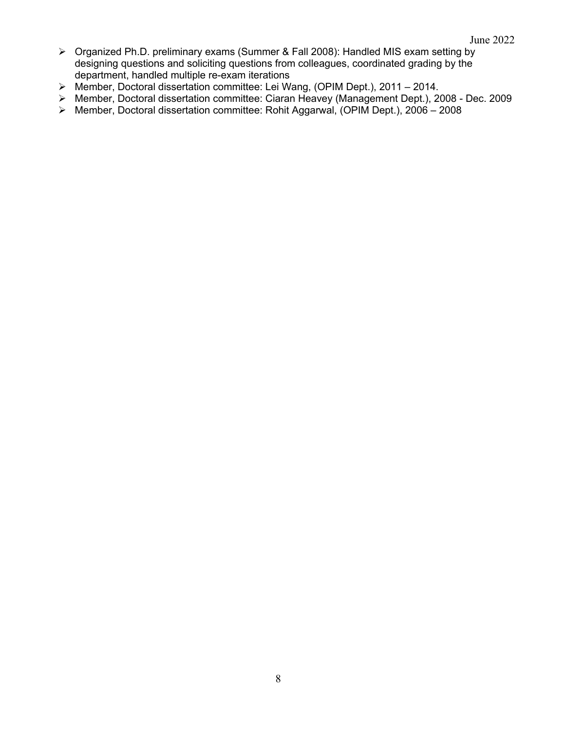- Organized Ph.D. preliminary exams (Summer & Fall 2008): Handled MIS exam setting by designing questions and soliciting questions from colleagues, coordinated grading by the department, handled multiple re-exam iterations
- Member, Doctoral dissertation committee: Lei Wang, (OPIM Dept.), 2011 – 2014.
- Member, Doctoral dissertation committee: Ciaran Heavey (Management Dept.), 2008 - Dec. 2009
- Member, Doctoral dissertation committee: Rohit Aggarwal, (OPIM Dept.), 2006 – 2008